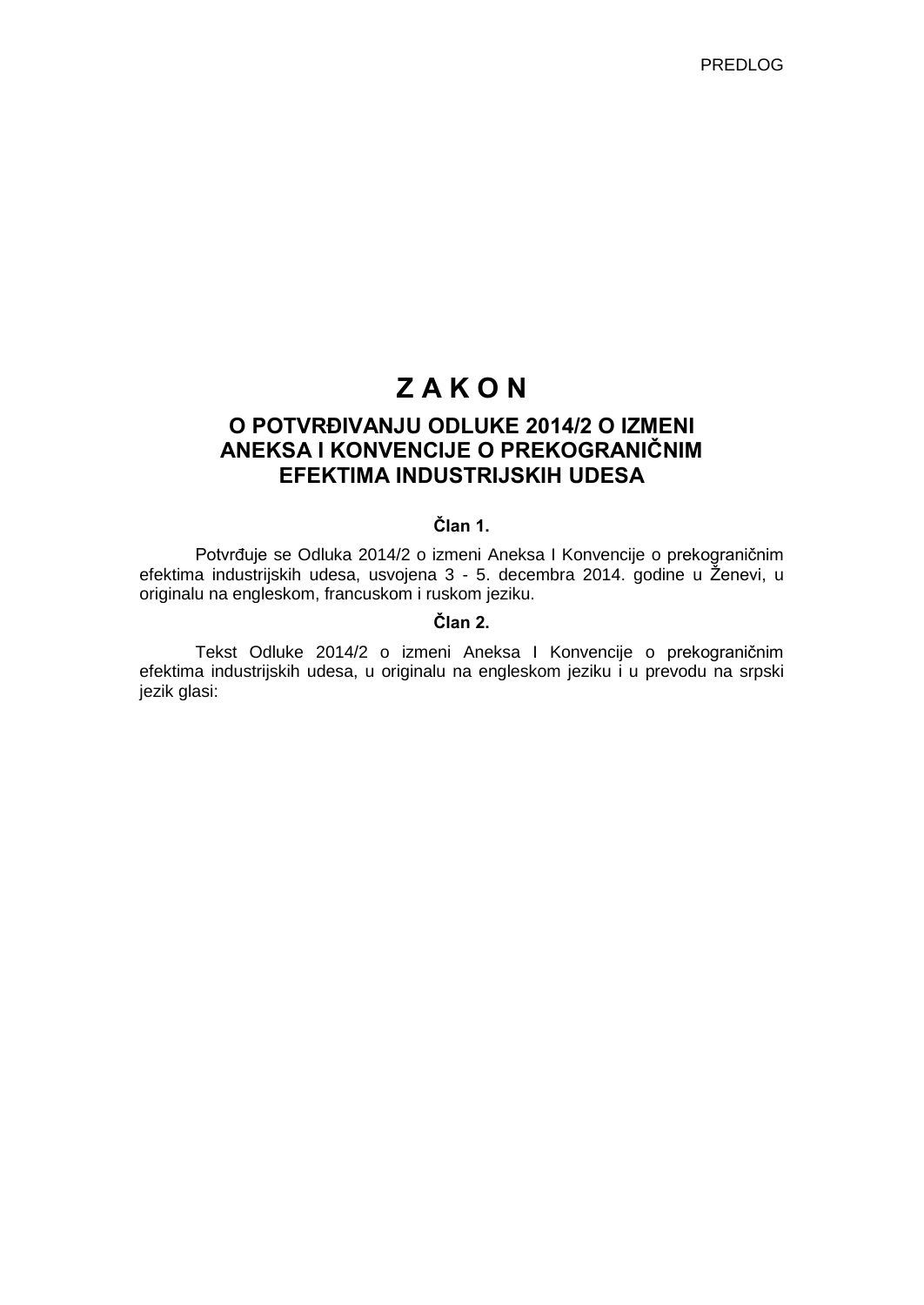PREDLOG

# Z A K O N

## O POTVRĐIVANJU ODLUKE 2014/2 O IZMENI ANEKSA I KONVENCIJE O PREKOGRANIČNIM EFEKTIMA INDUSTRIJSKIH UDESA

### Član 1.

Potvrđuje se Odluka 2014/2 o izmeni Aneksa I Konvencije o prekograničnim efektima industrijskih udesa, usvojena 3 - 5. decembra 2014. godine u Ženevi, u originalu na engleskom, francuskom i ruskom jeziku.

### Član 2.

Tekst Odluke 2014/2 o izmeni Aneksa I Konvencije o prekograničnim efektima industrijskih udesa, u originalu na engleskom jeziku i u prevodu na srpski jezik glasi: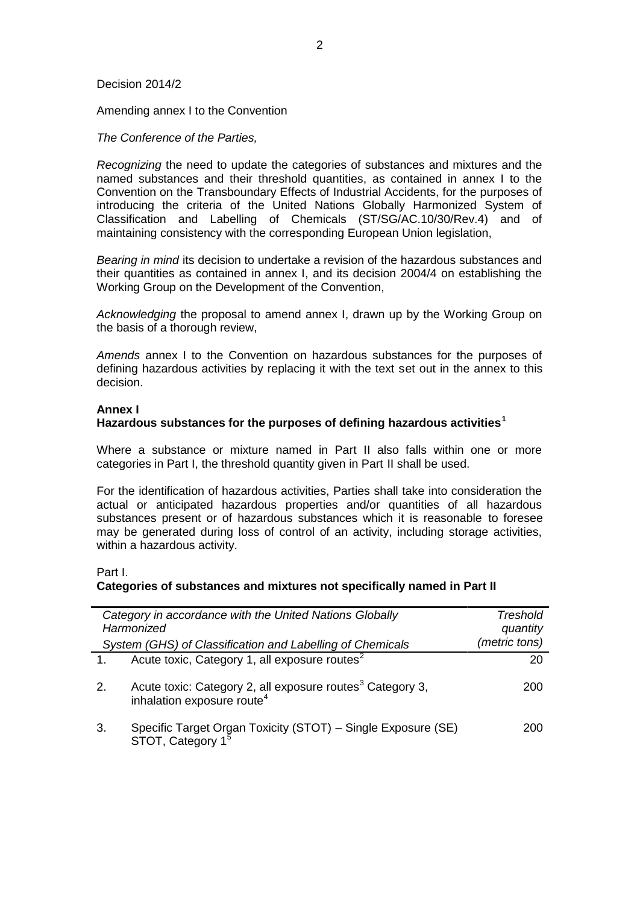Decision 2014/2

Amending annex I to the Convention

*The Conference of the Parties,*

*Recognizing* the need to update the categories of substances and mixtures and the named substances and their threshold quantities, as contained in annex I to the Convention on the Transboundary Effects of Industrial Accidents, for the purposes of introducing the criteria of the United Nations Globally Harmonized System of Classification and Labelling of Chemicals (ST/SG/AC.10/30/Rev.4) and of maintaining consistency with the corresponding European Union legislation,

*Bearing in mind* its decision to undertake a revision of the hazardous substances and their quantities as contained in annex I, and its decision 2004/4 on establishing the Working Group on the Development of the Convention,

*Acknowledging* the proposal to amend annex I, drawn up by the Working Group on the basis of a thorough review,

*Amends* annex I to the Convention on hazardous substances for the purposes of defining hazardous activities by replacing it with the text set out in the annex to this decision.

**Annex I**
**Hazardous substances for the purposes of defining hazardous activities**[1]

Where a substance or mixture named in Part II also falls within one or more categories in Part I, the threshold quantity given in Part II shall be used.

For the identification of hazardous activities, Parties shall take into consideration the actual or anticipated hazardous properties and/or quantities of all hazardous substances present or of hazardous substances which it is reasonable to foresee may be generated during loss of control of an activity, including storage activities, within a hazardous activity.

Part I.
**Categories of substances and mixtures not specifically named in Part II**

| | *Category in accordance with the United Nations Globally Harmonized System (GHS) of Classification and Labelling of Chemicals* | *Treshold quantity (metric tons)* |
|---|---|---|
| 1. | Acute toxic, Category 1, all exposure routes[2] | 20 |
| 2. | Acute toxic: Category 2, all exposure routes[3] Category 3, inhalation exposure route[4] | 200 |
| 3. | Specific Target Organ Toxicity (STOT) – Single Exposure (SE) STOT, Category 1[5] | 200 |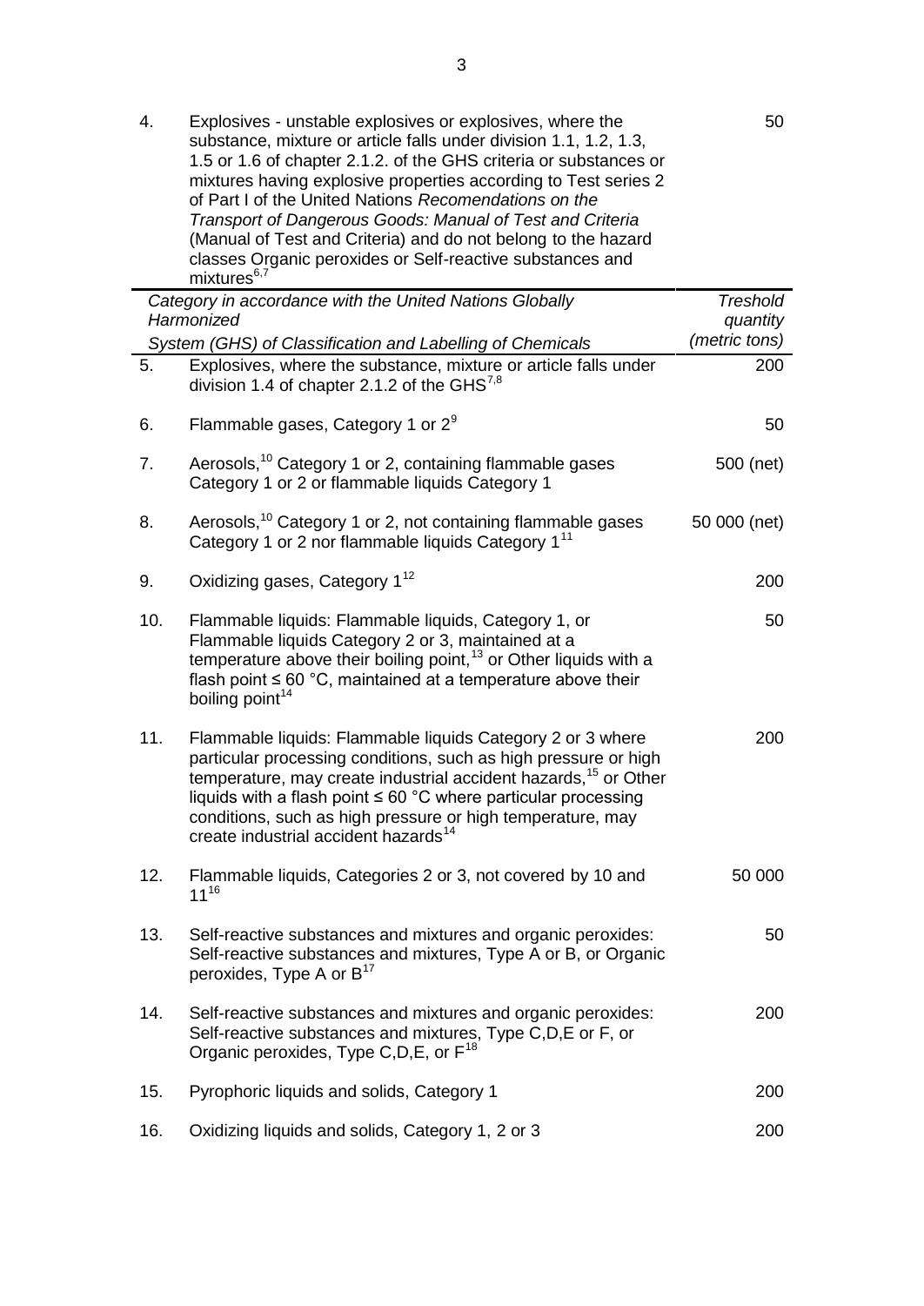| | | |
|---|---|---|
| 4. | Explosives - unstable explosives or explosives, where the substance, mixture or article falls under division 1.1, 1.2, 1.3, 1.5 or 1.6 of chapter 2.1.2. of the GHS criteria or substances or mixtures having explosive properties according to Test series 2 of Part I of the United Nations *Recomendations on the Transport of Dangerous Goods: Manual of Test and Criteria* (Manual of Test and Criteria) and do not belong to the hazard classes Organic peroxides or Self-reactive substances and mixtures[6,7] | 50 |

| | *Category in accordance with the United Nations Globally Harmonized System (GHS) of Classification and Labelling of Chemicals* | *Treshold quantity (metric tons)* |
|---|---|---|
| 5. | Explosives, where the substance, mixture or article falls under division 1.4 of chapter 2.1.2 of the GHS[7,8] | 200 |
| 6. | Flammable gases, Category 1 or 2[9] | 50 |
| 7. | Aerosols,[10] Category 1 or 2, containing flammable gases Category 1 or 2 or flammable liquids Category 1 | 500 (net) |
| 8. | Aerosols,[10] Category 1 or 2, not containing flammable gases Category 1 or 2 nor flammable liquids Category 1[11] | 50 000 (net) |
| 9. | Oxidizing gases, Category 1[12] | 200 |
| 10. | Flammable liquids: Flammable liquids, Category 1, or Flammable liquids Category 2 or 3, maintained at a temperature above their boiling point,[13] or Other liquids with a flash point ≤ 60 °C, maintained at a temperature above their boiling point[14] | 50 |
| 11. | Flammable liquids: Flammable liquids Category 2 or 3 where particular processing conditions, such as high pressure or high temperature, may create industrial accident hazards,[15] or Other liquids with a flash point ≤ 60 °C where particular processing conditions, such as high pressure or high temperature, may create industrial accident hazards[14] | 200 |
| 12. | Flammable liquids, Categories 2 or 3, not covered by 10 and 11[16] | 50 000 |
| 13. | Self-reactive substances and mixtures and organic peroxides: Self-reactive substances and mixtures, Type A or B, or Organic peroxides, Type A or B[17] | 50 |
| 14. | Self-reactive substances and mixtures and organic peroxides: Self-reactive substances and mixtures, Type C,D,E or F, or Organic peroxides, Type C,D,E, or F[18] | 200 |
| 15. | Pyrophoric liquids and solids, Category 1 | 200 |
| 16. | Oxidizing liquids and solids, Category 1, 2 or 3 | 200 |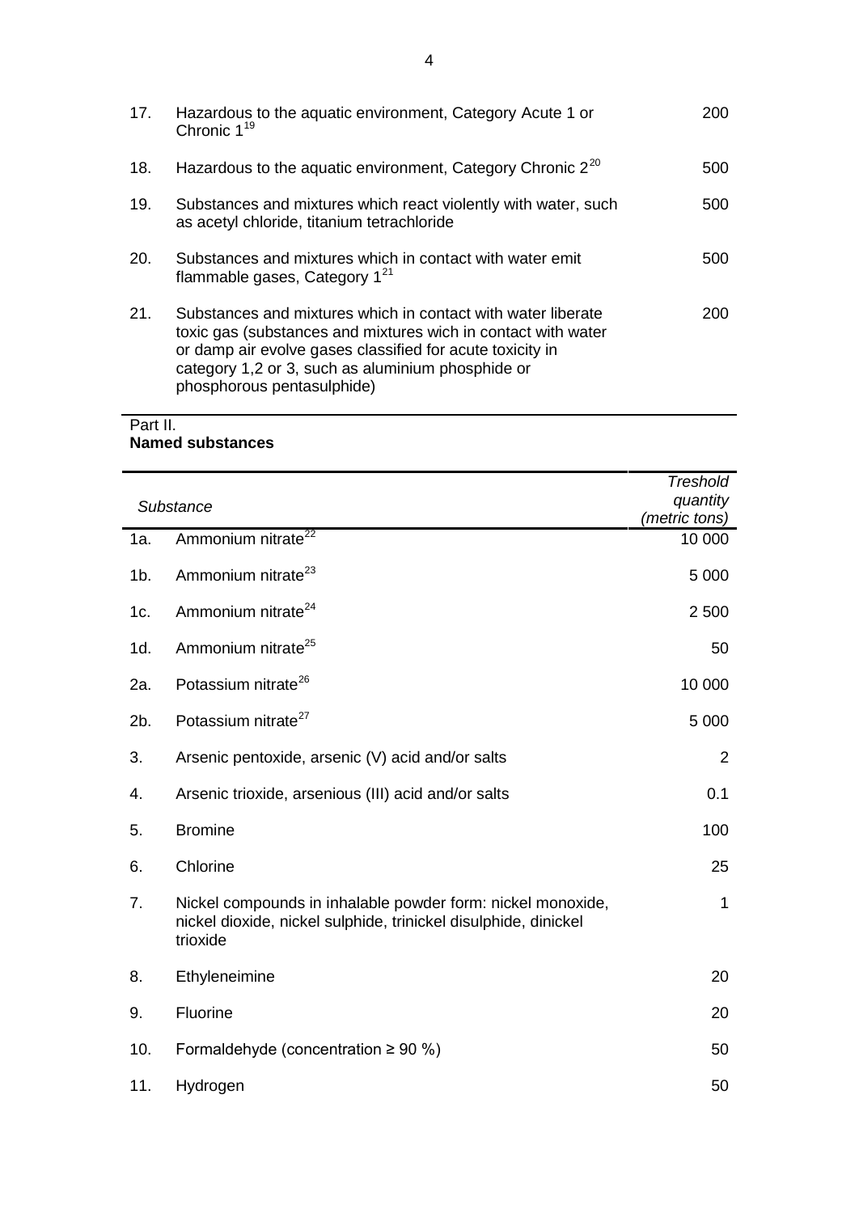| | | |
|---|---|---|
| 17. | Hazardous to the aquatic environment, Category Acute 1 or Chronic 1[19] | 200 |
| 18. | Hazardous to the aquatic environment, Category Chronic 2[20] | 500 |
| 19. | Substances and mixtures which react violently with water, such as acetyl chloride, titanium tetrachloride | 500 |
| 20. | Substances and mixtures which in contact with water emit flammable gases, Category 1[21] | 500 |
| 21. | Substances and mixtures which in contact with water liberate toxic gas (substances and mixtures wich in contact with water or damp air evolve gases classified for acute toxicity in category 1,2 or 3, such as aluminium phosphide or phosphorous pentasulphide) | 200 |

Part II.
**Named substances**

| | *Substance* | *Treshold quantity (metric tons)* |
|---|---|---|
| 1a. | Ammonium nitrate[22] | 10 000 |
| 1b. | Ammonium nitrate[23] | 5 000 |
| 1c. | Ammonium nitrate[24] | 2 500 |
| 1d. | Ammonium nitrate[25] | 50 |
| 2a. | Potassium nitrate[26] | 10 000 |
| 2b. | Potassium nitrate[27] | 5 000 |
| 3. | Arsenic pentoxide, arsenic (V) acid and/or salts | 2 |
| 4. | Arsenic trioxide, arsenious (III) acid and/or salts | 0.1 |
| 5. | Bromine | 100 |
| 6. | Chlorine | 25 |
| 7. | Nickel compounds in inhalable powder form: nickel monoxide, nickel dioxide, nickel sulphide, trinickel disulphide, dinickel trioxide | 1 |
| 8. | Ethyleneimine | 20 |
| 9. | Fluorine | 20 |
| 10. | Formaldehyde (concentration ≥ 90 %) | 50 |
| 11. | Hydrogen | 50 |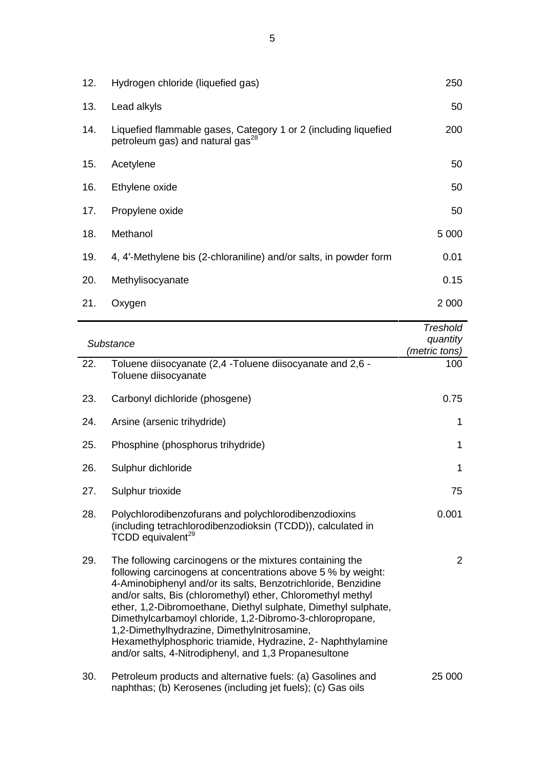| | Substance | Treshold quantity (metric tons) |
|---|---|---|
| 12. | Hydrogen chloride (liquefied gas) | 250 |
| 13. | Lead alkyls | 50 |
| 14. | Liquefied flammable gases, Category 1 or 2 (including liquefied petroleum gas) and natural gas[28] | 200 |
| 15. | Acetylene | 50 |
| 16. | Ethylene oxide | 50 |
| 17. | Propylene oxide | 50 |
| 18. | Methanol | 5 000 |
| 19. | 4, 4′-Methylene bis (2-chloraniline) and/or salts, in powder form | 0.01 |
| 20. | Methylisocyanate | 0.15 |
| 21. | Oxygen | 2 000 |
| 22. | Toluene diisocyanate (2,4 -Toluene diisocyanate and 2,6 - Toluene diisocyanate | 100 |
| 23. | Carbonyl dichloride (phosgene) | 0.75 |
| 24. | Arsine (arsenic trihydride) | 1 |
| 25. | Phosphine (phosphorus trihydride) | 1 |
| 26. | Sulphur dichloride | 1 |
| 27. | Sulphur trioxide | 75 |
| 28. | Polychlorodibenzofurans and polychlorodibenzodioxins (including tetrachlorodibenzodioksin (TCDD)), calculated in TCDD equivalent[29] | 0.001 |
| 29. | The following carcinogens or the mixtures containing the following carcinogens at concentrations above 5 % by weight: 4-Aminobiphenyl and/or its salts, Benzotrichloride, Benzidine and/or salts, Bis (chloromethyl) ether, Chloromethyl methyl ether, 1,2-Dibromoethane, Diethyl sulphate, Dimethyl sulphate, Dimethylcarbamoyl chloride, 1,2-Dibromo-3-chloropropane, 1,2-Dimethylhydrazine, Dimethylnitrosamine, Hexamethylphosphoric triamide, Hydrazine, 2- Naphthylamine and/or salts, 4-Nitrodiphenyl, and 1,3 Propanesultone | 2 |
| 30. | Petroleum products and alternative fuels: (a) Gasolines and naphthas; (b) Kerosenes (including jet fuels); (c) Gas oils | 25 000 |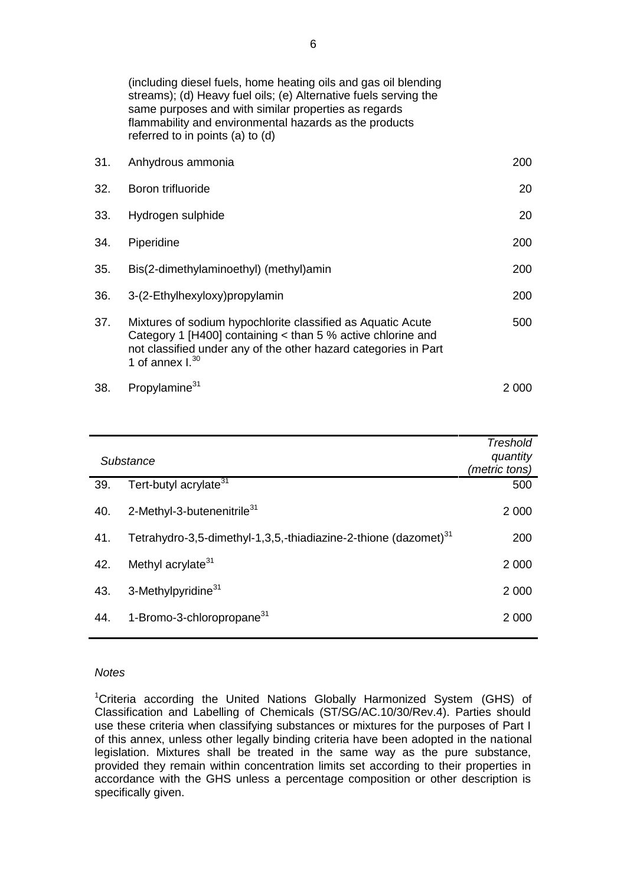| | | |
|---|---|---|
| | (including diesel fuels, home heating oils and gas oil blending streams); (d) Heavy fuel oils; (e) Alternative fuels serving the same purposes and with similar properties as regards flammability and environmental hazards as the products referred to in points (a) to (d) | |
| 31. | Anhydrous ammonia | 200 |
| 32. | Boron trifluoride | 20 |
| 33. | Hydrogen sulphide | 20 |
| 34. | Piperidine | 200 |
| 35. | Bis(2-dimethylaminoethyl) (methyl)amin | 200 |
| 36. | 3-(2-Ethylhexyloxy)propylamin | 200 |
| 37. | Mixtures of sodium hypochlorite classified as Aquatic Acute Category 1 [H400] containing < than 5 % active chlorine and not classified under any of the other hazard categories in Part 1 of annex I.[30] | 500 |
| 38. | Propylamine[31] | 2 000 |

| | *Substance* | *Treshold quantity (metric tons)* |
|---|---|---|
| 39. | Tert-butyl acrylate[31] | 500 |
| 40. | 2-Methyl-3-butenenitrile[31] | 2 000 |
| 41. | Tetrahydro-3,5-dimethyl-1,3,5,-thiadiazine-2-thione (dazomet)[31] | 200 |
| 42. | Methyl acrylate[31] | 2 000 |
| 43. | 3-Methylpyridine[31] | 2 000 |
| 44. | 1-Bromo-3-chloropropane[31] | 2 000 |

*Notes*

[1]Criteria according the United Nations Globally Harmonized System (GHS) of Classification and Labelling of Chemicals (ST/SG/AC.10/30/Rev.4). Parties should use these criteria when classifying substances or mixtures for the purposes of Part I of this annex, unless other legally binding criteria have been adopted in the national legislation. Mixtures shall be treated in the same way as the pure substance, provided they remain within concentration limits set according to their properties in accordance with the GHS unless a percentage composition or other description is specifically given.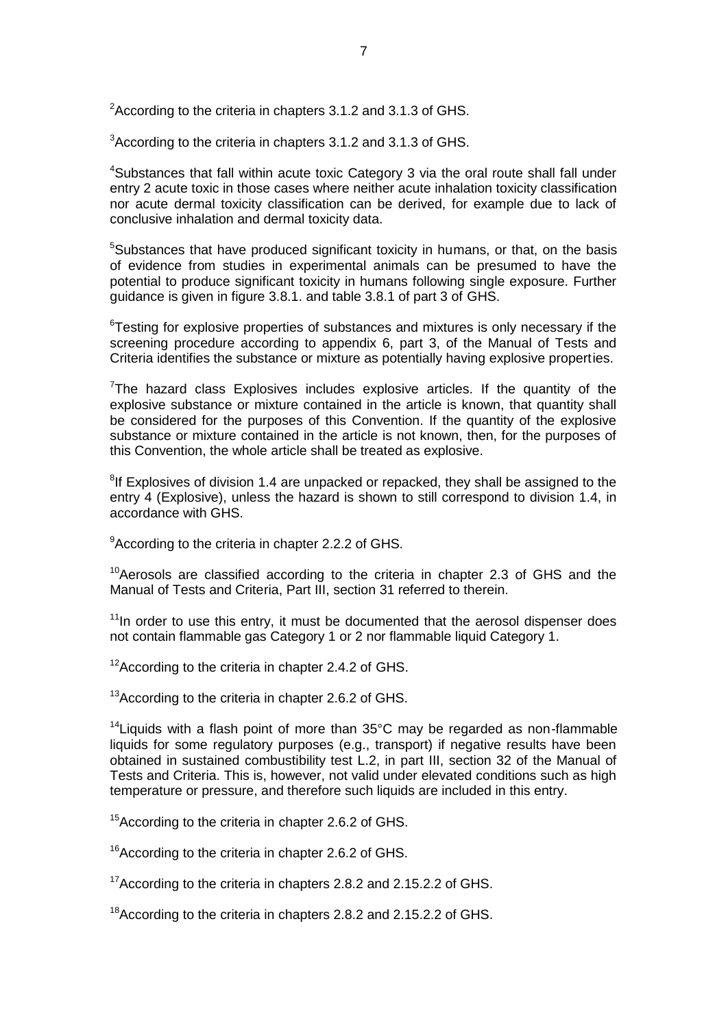[2]According to the criteria in chapters 3.1.2 and 3.1.3 of GHS.

[3]According to the criteria in chapters 3.1.2 and 3.1.3 of GHS.

[4]Substances that fall within acute toxic Category 3 via the oral route shall fall under entry 2 acute toxic in those cases where neither acute inhalation toxicity classification nor acute dermal toxicity classification can be derived, for example due to lack of conclusive inhalation and dermal toxicity data.

[5]Substances that have produced significant toxicity in humans, or that, on the basis of evidence from studies in experimental animals can be presumed to have the potential to produce significant toxicity in humans following single exposure. Further guidance is given in figure 3.8.1. and table 3.8.1 of part 3 of GHS.

[6]Testing for explosive properties of substances and mixtures is only necessary if the screening procedure according to appendix 6, part 3, of the Manual of Tests and Criteria identifies the substance or mixture as potentially having explosive properties.

[7]The hazard class Explosives includes explosive articles. If the quantity of the explosive substance or mixture contained in the article is known, that quantity shall be considered for the purposes of this Convention. If the quantity of the explosive substance or mixture contained in the article is not known, then, for the purposes of this Convention, the whole article shall be treated as explosive.

[8]If Explosives of division 1.4 are unpacked or repacked, they shall be assigned to the entry 4 (Explosive), unless the hazard is shown to still correspond to division 1.4, in accordance with GHS.

[9]According to the criteria in chapter 2.2.2 of GHS.

[10]Aerosols are classified according to the criteria in chapter 2.3 of GHS and the Manual of Tests and Criteria, Part III, section 31 referred to therein.

[11]In order to use this entry, it must be documented that the aerosol dispenser does not contain flammable gas Category 1 or 2 nor flammable liquid Category 1.

[12]According to the criteria in chapter 2.4.2 of GHS.

[13]According to the criteria in chapter 2.6.2 of GHS.

[14]Liquids with a flash point of more than 35°C may be regarded as non-flammable liquids for some regulatory purposes (e.g., transport) if negative results have been obtained in sustained combustibility test L.2, in part III, section 32 of the Manual of Tests and Criteria. This is, however, not valid under elevated conditions such as high temperature or pressure, and therefore such liquids are included in this entry.

[15]According to the criteria in chapter 2.6.2 of GHS.

[16]According to the criteria in chapter 2.6.2 of GHS.

[17]According to the criteria in chapters 2.8.2 and 2.15.2.2 of GHS.

[18]According to the criteria in chapters 2.8.2 and 2.15.2.2 of GHS.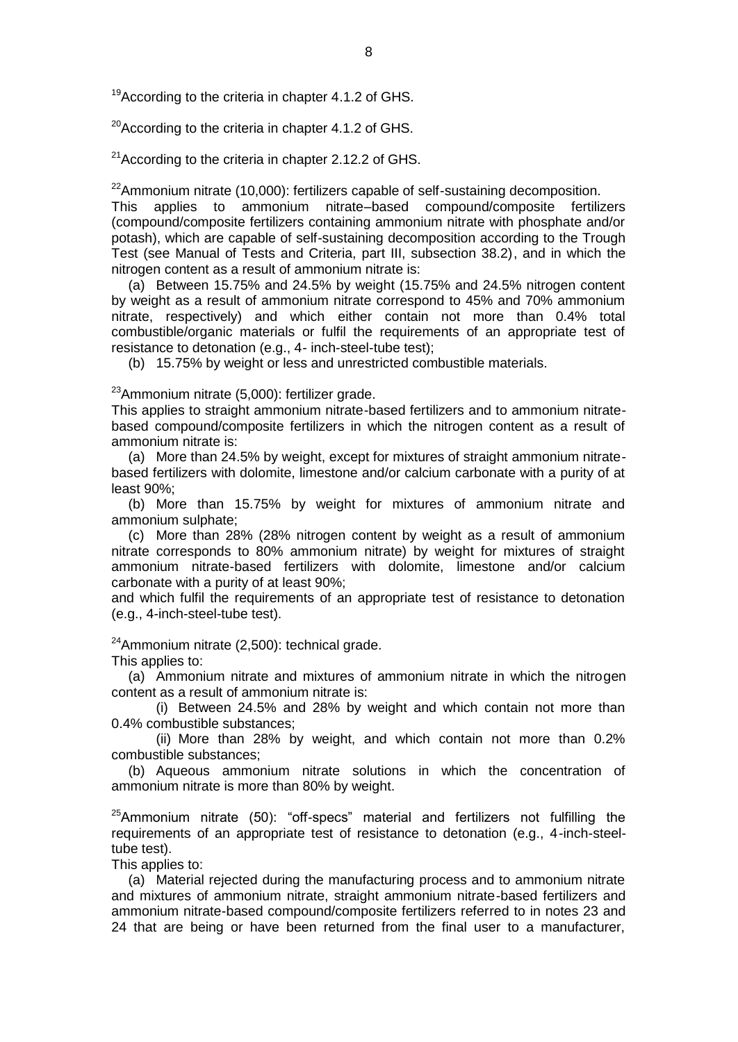[19]According to the criteria in chapter 4.1.2 of GHS.

[20]According to the criteria in chapter 4.1.2 of GHS.

[21]According to the criteria in chapter 2.12.2 of GHS.

[22]Ammonium nitrate (10,000): fertilizers capable of self-sustaining decomposition.
This applies to ammonium nitrate–based compound/composite fertilizers (compound/composite fertilizers containing ammonium nitrate with phosphate and/or potash), which are capable of self-sustaining decomposition according to the Trough Test (see Manual of Tests and Criteria, part III, subsection 38.2), and in which the nitrogen content as a result of ammonium nitrate is:

(a) Between 15.75% and 24.5% by weight (15.75% and 24.5% nitrogen content by weight as a result of ammonium nitrate correspond to 45% and 70% ammonium nitrate, respectively) and which either contain not more than 0.4% total combustible/organic materials or fulfil the requirements of an appropriate test of resistance to detonation (e.g., 4- inch-steel-tube test);

(b) 15.75% by weight or less and unrestricted combustible materials.

[23]Ammonium nitrate (5,000): fertilizer grade.
This applies to straight ammonium nitrate-based fertilizers and to ammonium nitrate-based compound/composite fertilizers in which the nitrogen content as a result of ammonium nitrate is:

(a) More than 24.5% by weight, except for mixtures of straight ammonium nitrate-based fertilizers with dolomite, limestone and/or calcium carbonate with a purity of at least 90%;

(b) More than 15.75% by weight for mixtures of ammonium nitrate and ammonium sulphate;

(c) More than 28% (28% nitrogen content by weight as a result of ammonium nitrate corresponds to 80% ammonium nitrate) by weight for mixtures of straight ammonium nitrate-based fertilizers with dolomite, limestone and/or calcium carbonate with a purity of at least 90%;

and which fulfil the requirements of an appropriate test of resistance to detonation (e.g., 4-inch-steel-tube test).

[24]Ammonium nitrate (2,500): technical grade.
This applies to:

(a) Ammonium nitrate and mixtures of ammonium nitrate in which the nitrogen content as a result of ammonium nitrate is:

(i) Between 24.5% and 28% by weight and which contain not more than 0.4% combustible substances;

(ii) More than 28% by weight, and which contain not more than 0.2% combustible substances;

(b) Aqueous ammonium nitrate solutions in which the concentration of ammonium nitrate is more than 80% by weight.

[25]Ammonium nitrate (50): "off-specs" material and fertilizers not fulfilling the requirements of an appropriate test of resistance to detonation (e.g., 4-inch-steel-tube test).
This applies to:

(a) Material rejected during the manufacturing process and to ammonium nitrate and mixtures of ammonium nitrate, straight ammonium nitrate-based fertilizers and ammonium nitrate-based compound/composite fertilizers referred to in notes 23 and 24 that are being or have been returned from the final user to a manufacturer,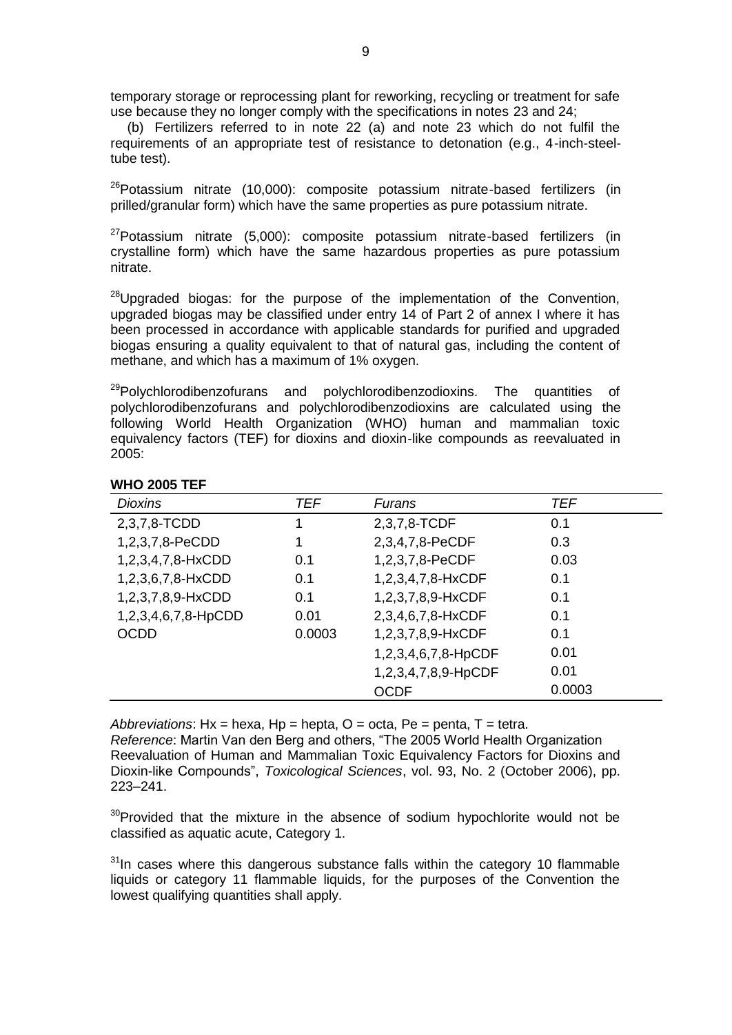temporary storage or reprocessing plant for reworking, recycling or treatment for safe use because they no longer comply with the specifications in notes 23 and 24;

(b) Fertilizers referred to in note 22 (a) and note 23 which do not fulfil the requirements of an appropriate test of resistance to detonation (e.g., 4-inch-steel-tube test).

[26]Potassium nitrate (10,000): composite potassium nitrate-based fertilizers (in prilled/granular form) which have the same properties as pure potassium nitrate.

[27]Potassium nitrate (5,000): composite potassium nitrate-based fertilizers (in crystalline form) which have the same hazardous properties as pure potassium nitrate.

[28]Upgraded biogas: for the purpose of the implementation of the Convention, upgraded biogas may be classified under entry 14 of Part 2 of annex I where it has been processed in accordance with applicable standards for purified and upgraded biogas ensuring a quality equivalent to that of natural gas, including the content of methane, and which has a maximum of 1% oxygen.

[29]Polychlorodibenzofurans and polychlorodibenzodioxins. The quantities of polychlorodibenzofurans and polychlorodibenzodioxins are calculated using the following World Health Organization (WHO) human and mammalian toxic equivalency factors (TEF) for dioxins and dioxin-like compounds as reevaluated in 2005:

**WHO 2005 TEF**

| *Dioxins* | *TEF* | *Furans* | *TEF* |
|---|---|---|---|
| 2,3,7,8-TCDD | 1 | 2,3,7,8-TCDF | 0.1 |
| 1,2,3,7,8-PeCDD | 1 | 2,3,4,7,8-PeCDF | 0.3 |
| 1,2,3,4,7,8-HxCDD | 0.1 | 1,2,3,7,8-PeCDF | 0.03 |
| 1,2,3,6,7,8-HxCDD | 0.1 | 1,2,3,4,7,8-HxCDF | 0.1 |
| 1,2,3,7,8,9-HxCDD | 0.1 | 1,2,3,7,8,9-HxCDF | 0.1 |
| 1,2,3,4,6,7,8-HpCDD | 0.01 | 2,3,4,6,7,8-HxCDF | 0.1 |
| OCDD | 0.0003 | 1,2,3,7,8,9-HxCDF | 0.1 |
| | | 1,2,3,4,6,7,8-HpCDF | 0.01 |
| | | 1,2,3,4,7,8,9-HpCDF | 0.01 |
| | | OCDF | 0.0003 |

*Abbreviations*: Hx = hexa, Hp = hepta, O = octa, Pe = penta, T = tetra.
*Reference*: Martin Van den Berg and others, "The 2005 World Health Organization Reevaluation of Human and Mammalian Toxic Equivalency Factors for Dioxins and Dioxin-like Compounds", *Toxicological Sciences*, vol. 93, No. 2 (October 2006), pp. 223–241.

[30]Provided that the mixture in the absence of sodium hypochlorite would not be classified as aquatic acute, Category 1.

[31]In cases where this dangerous substance falls within the category 10 flammable liquids or category 11 flammable liquids, for the purposes of the Convention the lowest qualifying quantities shall apply.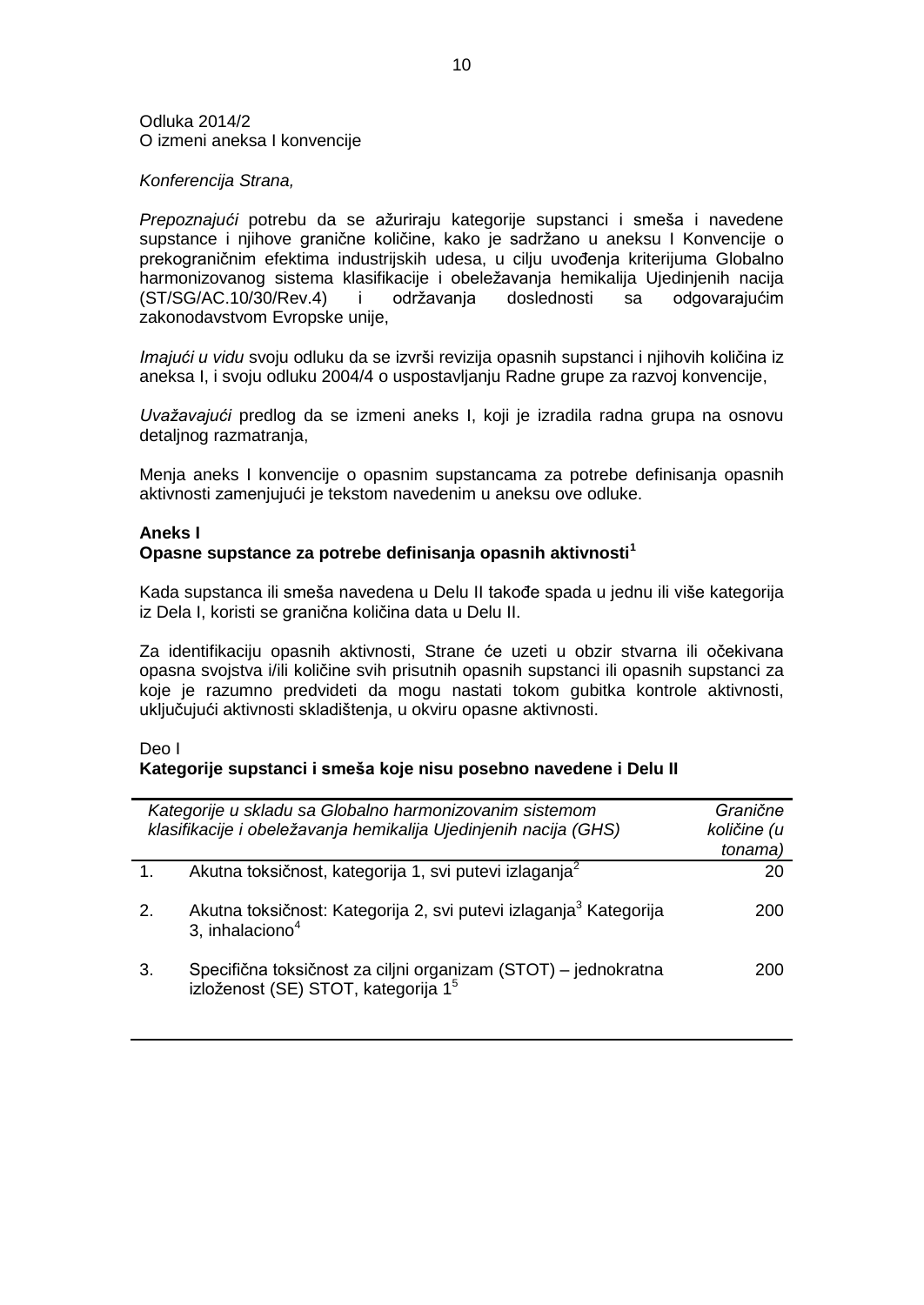Odluka 2014/2
O izmeni aneksa I konvencije

*Konferencija Strana,*

*Prepoznajući* potrebu da se ažuriraju kategorije supstanci i smeša i navedene supstance i njihove granične količine, kako je sadržano u aneksu I Konvencije o prekograničnim efektima industrijskih udesa, u cilju uvođenja kriterijuma Globalno harmonizovanog sistema klasifikacije i obeležavanja hemikalija Ujedinjenih nacija (ST/SG/AC.10/30/Rev.4) i održavanja doslednosti sa odgovarajućim zakonodavstvom Evropske unije,

*Imajući u vidu* svoju odluku da se izvrši revizija opasnih supstanci i njihovih količina iz aneksa I, i svoju odluku 2004/4 o uspostavljanju Radne grupe za razvoj konvencije,

*Uvažavajući* predlog da se izmeni aneks I, koji je izradila radna grupa na osnovu detaljnog razmatranja,

Menja aneks I konvencije o opasnim supstancama za potrebe definisanja opasnih aktivnosti zamenjujući je tekstom navedenim u aneksu ove odluke.

**Aneks I**
**Opasne supstance za potrebe definisanja opasnih aktivnosti[1]**

Kada supstanca ili smeša navedena u Delu II takođe spada u jednu ili više kategorija iz Dela I, koristi se granična količina data u Delu II.

Za identifikaciju opasnih aktivnosti, Strane će uzeti u obzir stvarna ili očekivana opasna svojstva i/ili količine svih prisutnih opasnih supstanci ili opasnih supstanci za koje je razumno predvideti da mogu nastati tokom gubitka kontrole aktivnosti, uključujući aktivnosti skladištenja, u okviru opasne aktivnosti.

Deo I
**Kategorije supstanci i smeša koje nisu posebno navedene i Delu II**

| | *Kategorije u skladu sa Globalno harmonizovanim sistemom klasifikacije i obeležavanja hemikalija Ujedinjenih nacija (GHS)* | *Granične količine (u tonama)* |
|---|---|---|
| 1. | Akutna toksičnost, kategorija 1, svi putevi izlaganja[2] | 20 |
| 2. | Akutna toksičnost: Kategorija 2, svi putevi izlaganja[3] Kategorija 3, inhalaciono[4] | 200 |
| 3. | Specifična toksičnost za ciljni organizam (STOT) – jednokratna izloženost (SE) STOT, kategorija 1[5] | 200 |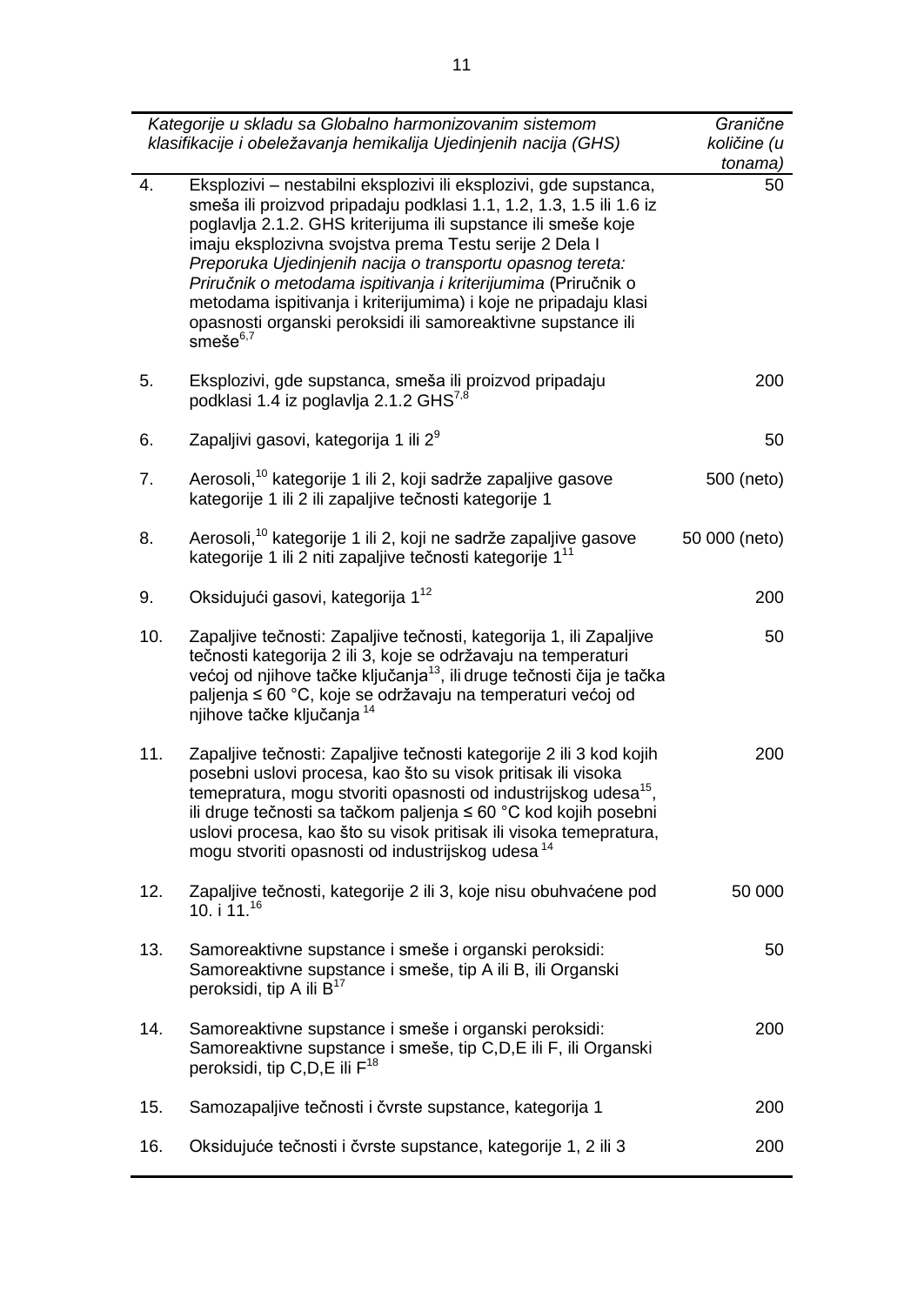| | *Kategorije u skladu sa Globalno harmonizovanim sistemom klasifikacije i obeležavanja hemikalija Ujedinjenih nacija (GHS)* | *Granične količine (u tonama)* |
|---|---|---|
| 4. | Eksplozivi – nestabilni eksplozivi ili eksplozivi, gde supstanca, smeša ili proizvod pripadaju podklasi 1.1, 1.2, 1.3, 1.5 ili 1.6 iz poglavlja 2.1.2. GHS kriterijuma ili supstance ili smeše koje imaju eksplozivna svojstva prema Testu serije 2 Dela I *Preporuka Ujedinjenih nacija o transportu opasnog tereta: Priručnik o metodama ispitivanja i kriterijumima* (Priručnik o metodama ispitivanja i kriterijumima) i koje ne pripadaju klasi opasnosti organski peroksidi ili samoreaktivne supstance ili smeše[6,7] | 50 |
| 5. | Eksplozivi, gde supstanca, smeša ili proizvod pripadaju podklasi 1.4 iz poglavlja 2.1.2 GHS[7,8] | 200 |
| 6. | Zapaljivi gasovi, kategorija 1 ili 2[9] | 50 |
| 7. | Aerosoli,[10] kategorije 1 ili 2, koji sadrže zapaljive gasove kategorije 1 ili 2 ili zapaljive tečnosti kategorije 1 | 500 (neto) |
| 8. | Aerosoli,[10] kategorije 1 ili 2, koji ne sadrže zapaljive gasove kategorije 1 ili 2 niti zapaljive tečnosti kategorije 1[11] | 50 000 (neto) |
| 9. | Oksidujući gasovi, kategorija 1[12] | 200 |
| 10. | Zapaljive tečnosti: Zapaljive tečnosti, kategorija 1, ili Zapaljive tečnosti kategorija 2 ili 3, koje se održavaju na temperaturi većoj od njihove tačke ključanja[13], ili druge tečnosti čija je tačka paljenja ≤ 60 °C, koje se održavaju na temperaturi većoj od njihove tačke ključanja[14] | 50 |
| 11. | Zapaljive tečnosti: Zapaljive tečnosti kategorije 2 ili 3 kod kojih posebni uslovi procesa, kao što su visok pritisak ili visoka temepratura, mogu stvoriti opasnosti od industrijskog udesa[15], ili druge tečnosti sa tačkom paljenja ≤ 60 °C kod kojih posebni uslovi procesa, kao što su visok pritisak ili visoka temepratura, mogu stvoriti opasnosti od industrijskog udesa[14] | 200 |
| 12. | Zapaljive tečnosti, kategorije 2 ili 3, koje nisu obuhvaćene pod 10. i 11.[16] | 50 000 |
| 13. | Samoreaktivne supstance i smeše i organski peroksidi: Samoreaktivne supstance i smeše, tip A ili B, ili Organski peroksidi, tip A ili B[17] | 50 |
| 14. | Samoreaktivne supstance i smeše i organski peroksidi: Samoreaktivne supstance i smeše, tip C,D,E ili F, ili Organski peroksidi, tip C,D,E ili F[18] | 200 |
| 15. | Samozapaljive tečnosti i čvrste supstance, kategorija 1 | 200 |
| 16. | Oksidujuće tečnosti i čvrste supstance, kategorije 1, 2 ili 3 | 200 |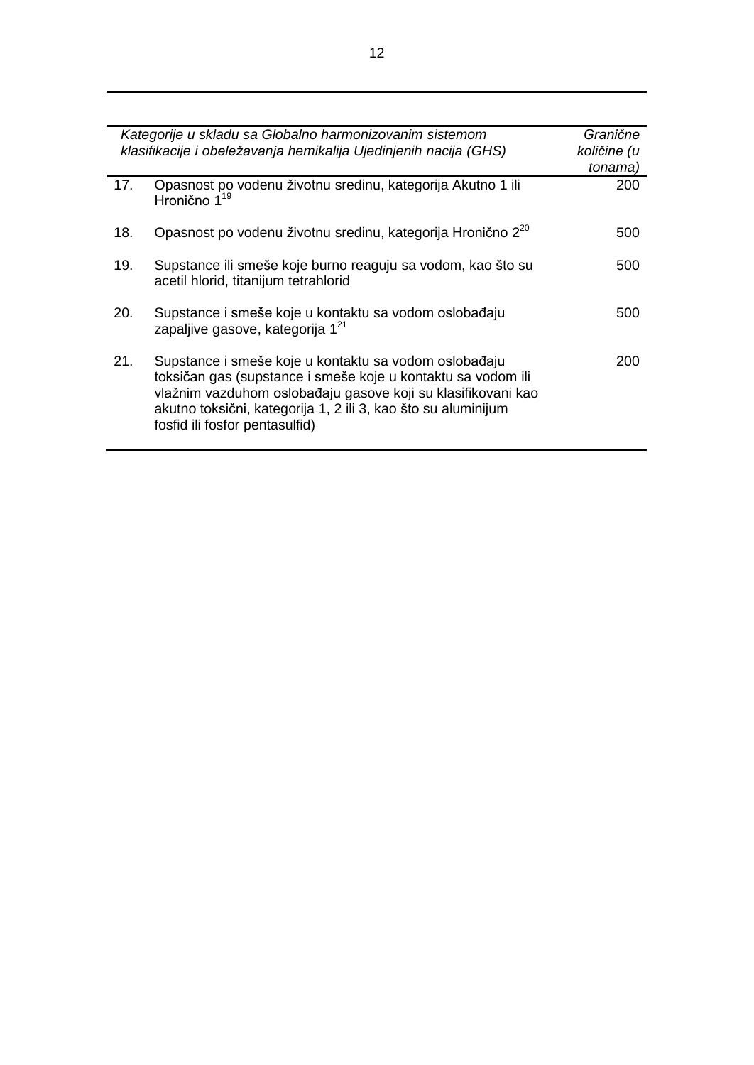| | *Kategorije u skladu sa Globalno harmonizovanim sistemom klasifikacije i obeležavanja hemikalija Ujedinjenih nacija (GHS)* | *Granične količine (u tonama)* |
|---|---|---|
| 17. | Opasnost po vodenu životnu sredinu, kategorija Akutno 1 ili Hronično 1[19] | 200 |
| 18. | Opasnost po vodenu životnu sredinu, kategorija Hronično 2[20] | 500 |
| 19. | Supstance ili smeše koje burno reaguju sa vodom, kao što su acetil hlorid, titanijum tetrahlorid | 500 |
| 20. | Supstance i smeše koje u kontaktu sa vodom oslobađaju zapaljive gasove, kategorija 1[21] | 500 |
| 21. | Supstance i smeše koje u kontaktu sa vodom oslobađaju toksičan gas (supstance i smeše koje u kontaktu sa vodom ili vlažnim vazduhom oslobađaju gasove koji su klasifikovani kao akutno toksični, kategorija 1, 2 ili 3, kao što su aluminijum fosfid ili fosfor pentasulfid) | 200 |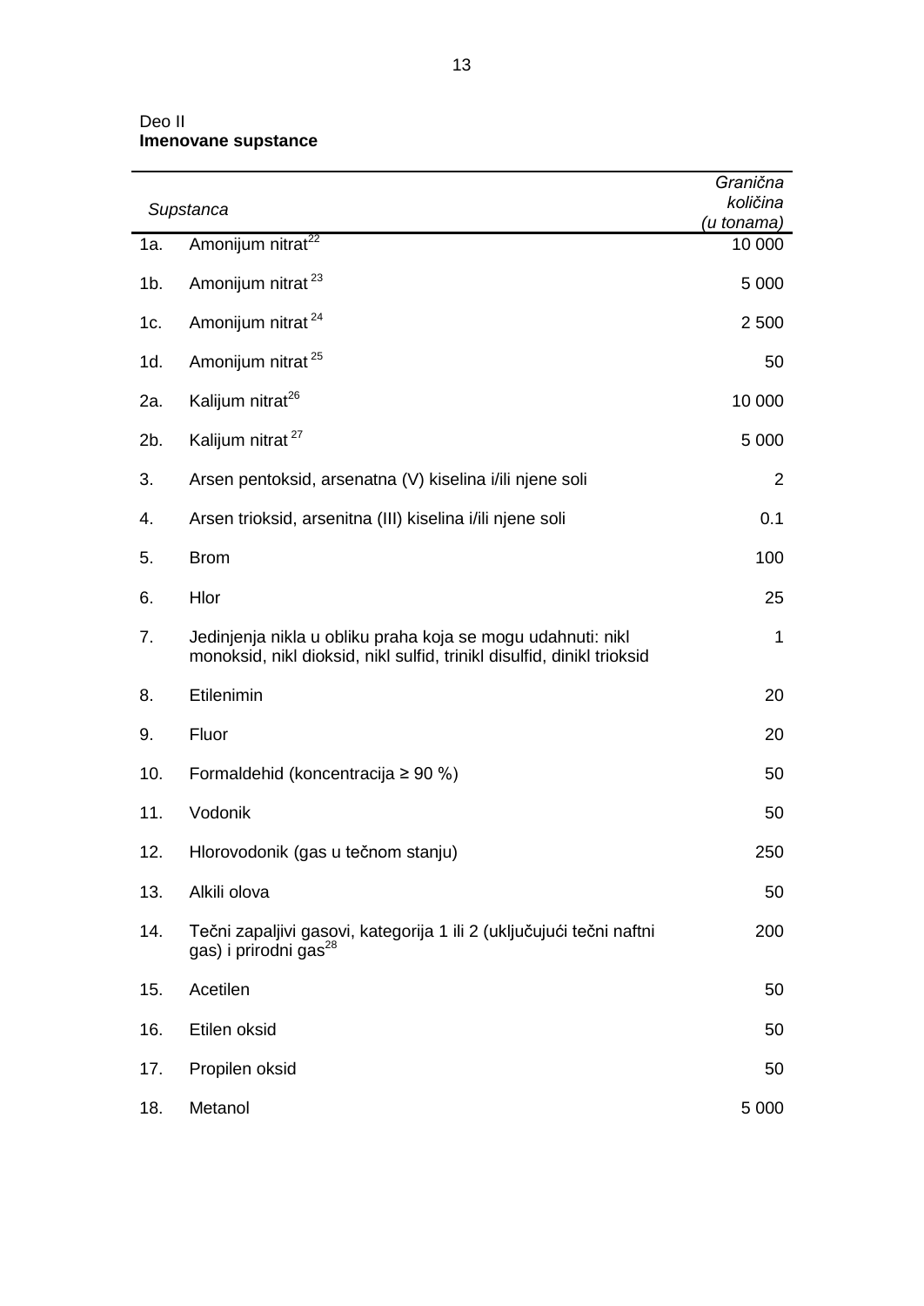Deo II
**Imenovane supstance**

| | *Supstanca* | *Granična količina (u tonama)* |
|---|---|---|
| 1a. | Amonijum nitrat[22] | 10 000 |
| 1b. | Amonijum nitrat [23] | 5 000 |
| 1c. | Amonijum nitrat [24] | 2 500 |
| 1d. | Amonijum nitrat [25] | 50 |
| 2a. | Kalijum nitrat[26] | 10 000 |
| 2b. | Kalijum nitrat [27] | 5 000 |
| 3. | Arsen pentoksid, arsenatna (V) kiselina i/ili njene soli | 2 |
| 4. | Arsen trioksid, arsenitna (III) kiselina i/ili njene soli | 0.1 |
| 5. | Brom | 100 |
| 6. | Hlor | 25 |
| 7. | Jedinjenja nikla u obliku praha koja se mogu udahnuti: nikl monoksid, nikl dioksid, nikl sulfid, trinikl disulfid, dinikl trioksid | 1 |
| 8. | Etilenimin | 20 |
| 9. | Fluor | 20 |
| 10. | Formaldehid (koncentracija ≥ 90 %) | 50 |
| 11. | Vodonik | 50 |
| 12. | Hlorovodonik (gas u tečnom stanju) | 250 |
| 13. | Alkili olova | 50 |
| 14. | Tečni zapaljivi gasovi, kategorija 1 ili 2 (uključujući tečni naftni gas) i prirodni gas[28] | 200 |
| 15. | Acetilen | 50 |
| 16. | Etilen oksid | 50 |
| 17. | Propilen oksid | 50 |
| 18. | Metanol | 5 000 |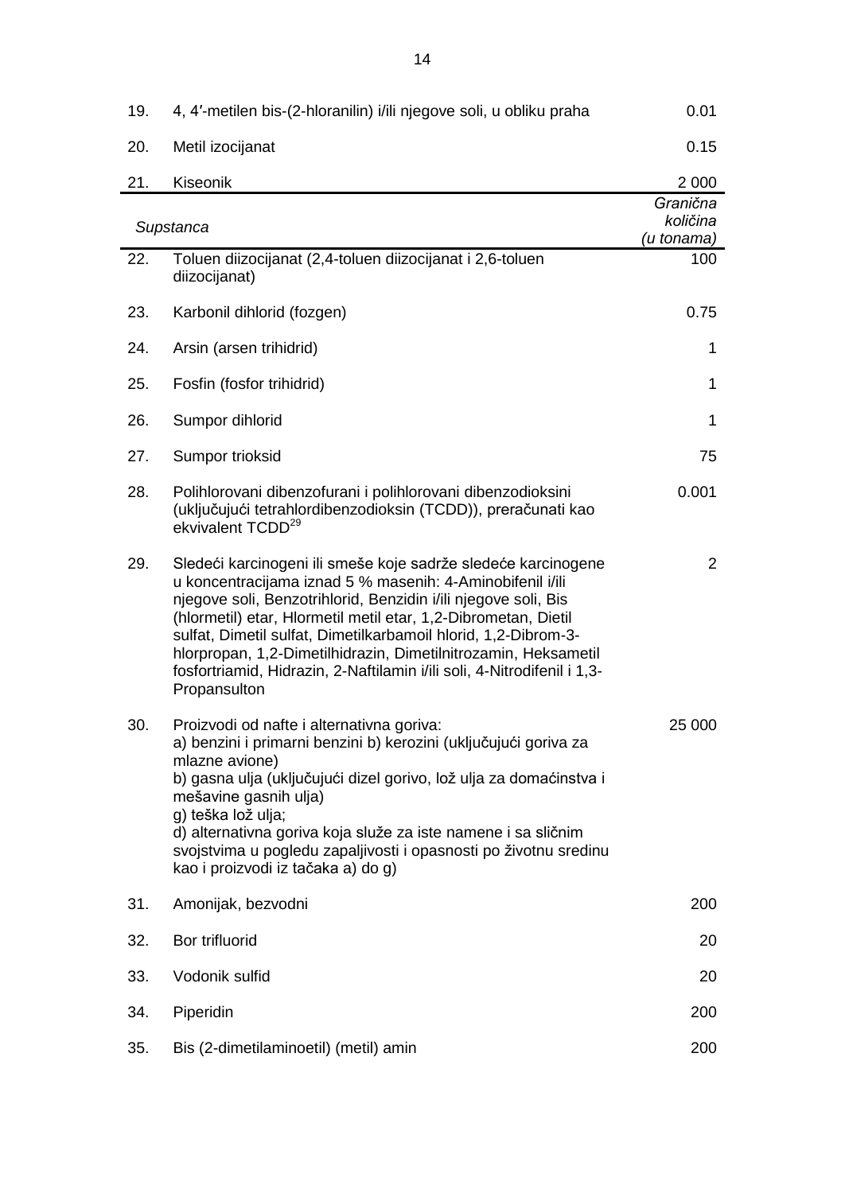| | Supstanca | Granična količina (u tonama) |
|---|---|---|
| 19. | 4, 4′-metilen bis-(2-hloranilin) i/ili njegove soli, u obliku praha | 0.01 |
| 20. | Metil izocijanat | 0.15 |
| 21. | Kiseonik | 2 000 |
| 22. | Toluen diizocijanat (2,4-toluen diizocijanat i 2,6-toluen diizocijanat) | 100 |
| 23. | Karbonil dihlorid (fozgen) | 0.75 |
| 24. | Arsin (arsen trihidrid) | 1 |
| 25. | Fosfin (fosfor trihidrid) | 1 |
| 26. | Sumpor dihlorid | 1 |
| 27. | Sumpor trioksid | 75 |
| 28. | Polihlorovani dibenzofurani i polihlorovani dibenzodioksini (uključujući tetrahlordibenzodioksin (TCDD)), preračunati kao ekvivalent TCDD[29] | 0.001 |
| 29. | Sledeći karcinogeni ili smeše koje sadrže sledeće karcinogene u koncentracijama iznad 5 % masenih: 4-Aminobifenil i/ili njegove soli, Benzotrihlorid, Benzidin i/ili njegove soli, Bis (hlormetil) etar, Hlormetil metil etar, 1,2-Dibrometan, Dietil sulfat, Dimetil sulfat, Dimetilkarbamoil hlorid, 1,2-Dibrom-3-hlorpropan, 1,2-Dimetilhidrazin, Dimetilnitrozamin, Heksametil fosfortriamid, Hidrazin, 2-Naftilamin i/ili soli, 4-Nitrodifenil i 1,3-Propansulton | 2 |
| 30. | Proizvodi od nafte i alternativna goriva:<br>a) benzini i primarni benzini b) kerozini (uključujući goriva za mlazne avione)<br>b) gasna ulja (uključujući dizel gorivo, lož ulja za domaćinstva i mešavine gasnih ulja)<br>g) teška lož ulja;<br>d) alternativna goriva koja služe za iste namene i sa sličnim svojstvima u pogledu zapaljivosti i opasnosti po životnu sredinu kao i proizvodi iz tačaka a) do g) | 25 000 |
| 31. | Amonijak, bezvodni | 200 |
| 32. | Bor trifluorid | 20 |
| 33. | Vodonik sulfid | 20 |
| 34. | Piperidin | 200 |
| 35. | Bis (2-dimetilaminoetil) (metil) amin | 200 |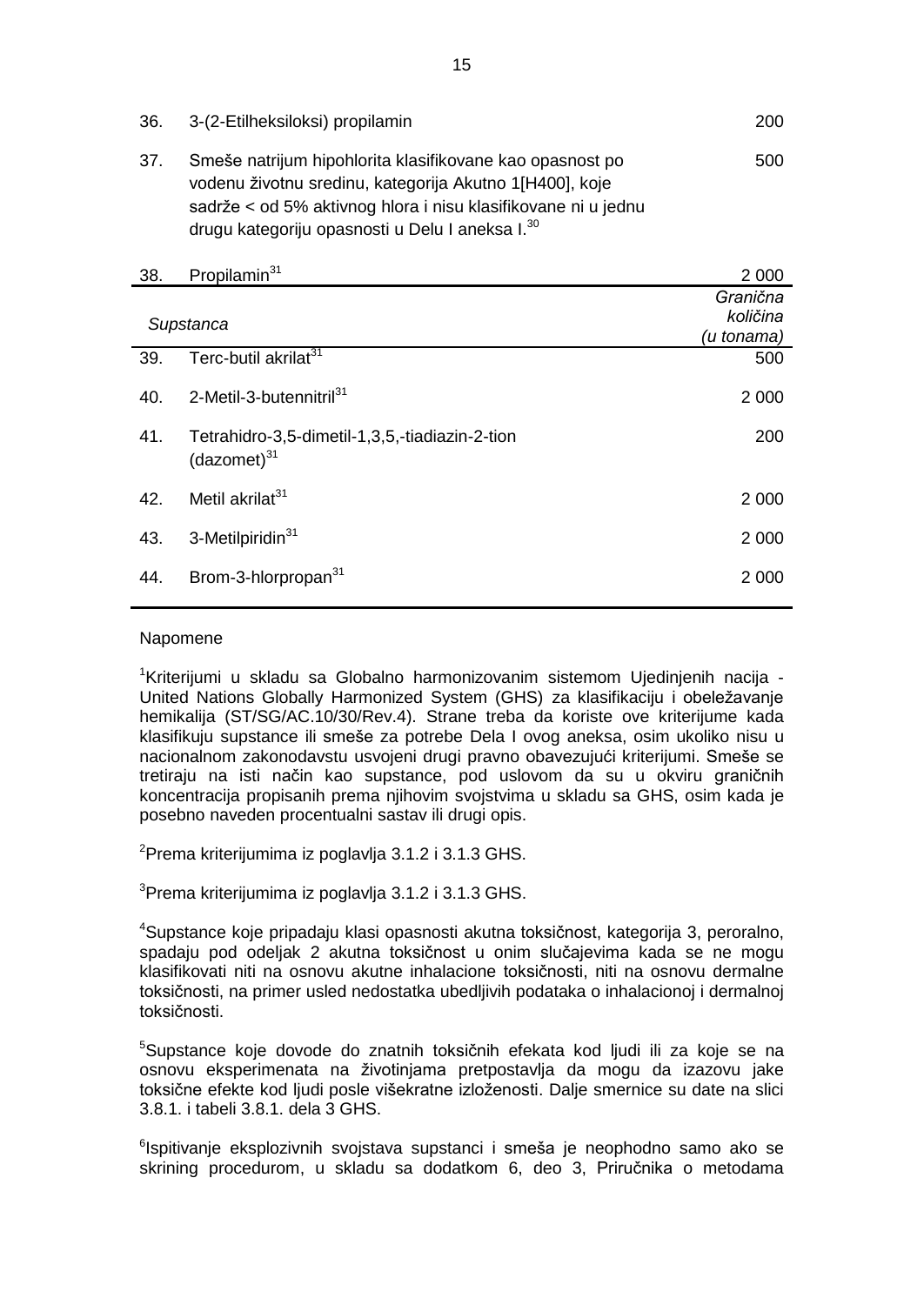| | | |
|---|---|---|
| 36. | 3-(2-Etilheksiloksi) propilamin | 200 |
| 37. | Smeše natrijum hipohlorita klasifikovane kao opasnost po vodenu životnu sredinu, kategorija Akutno 1[H400], koje sadrže < od 5% aktivnog hlora i nisu klasifikovane ni u jednu drugu kategoriju opasnosti u Delu I aneksa I.[30] | 500 |
| 38. | Propilamin[31] | 2 000 |

| | *Supstanca* | *Granična količina (u tonama)* |
|---|---|---|
| 39. | Terc-butil akrilat[31] | 500 |
| 40. | 2-Metil-3-butennitril[31] | 2 000 |
| 41. | Tetrahidro-3,5-dimetil-1,3,5,-tiadiazin-2-tion (dazomet)[31] | 200 |
| 42. | Metil akrilat[31] | 2 000 |
| 43. | 3-Metilpiridin[31] | 2 000 |
| 44. | Brom-3-hlorpropan[31] | 2 000 |

Napomene

[1]Kriterijumi u skladu sa Globalno harmonizovanim sistemom Ujedinjenih nacija - United Nations Globally Harmonized System (GHS) za klasifikaciju i obeležavanje hemikalija (ST/SG/AC.10/30/Rev.4). Strane treba da koriste ove kriterijume kada klasifikuju supstance ili smeše za potrebe Dela I ovog aneksa, osim ukoliko nisu u nacionalnom zakonodavstvu usvojeni drugi pravno obavezujući kriterijumi. Smeše se tretiraju na isti način kao supstance, pod uslovom da su u okviru graničnih koncentracija propisanih prema njihovim svojstvima u skladu sa GHS, osim kada je posebno naveden procentualni sastav ili drugi opis.

[2]Prema kriterijumima iz poglavlja 3.1.2 i 3.1.3 GHS.

[3]Prema kriterijumima iz poglavlja 3.1.2 i 3.1.3 GHS.

[4]Supstance koje pripadaju klasi opasnosti akutna toksičnost, kategorija 3, peroralno, spadaju pod odeljak 2 akutna toksičnost u onim slučajevima kada se ne mogu klasifikovati niti na osnovu akutne inhalacione toksičnosti, niti na osnovu dermalne toksičnosti, na primer usled nedostatka ubedljivih podataka o inhalacionoj i dermalnoj toksičnosti.

[5]Supstance koje dovode do znatnih toksičnih efekata kod ljudi ili za koje se na osnovu eksperimenata na životinjama pretpostavlja da mogu da izazovu jake toksične efekte kod ljudi posle višekratne izloženosti. Dalje smernice su date na slici 3.8.1. i tabeli 3.8.1. dela 3 GHS.

[6]Ispitivanje eksplozivnih svojstava supstanci i smeša je neophodno samo ako se skrining procedurom, u skladu sa dodatkom 6, deo 3, Priručnika o metodama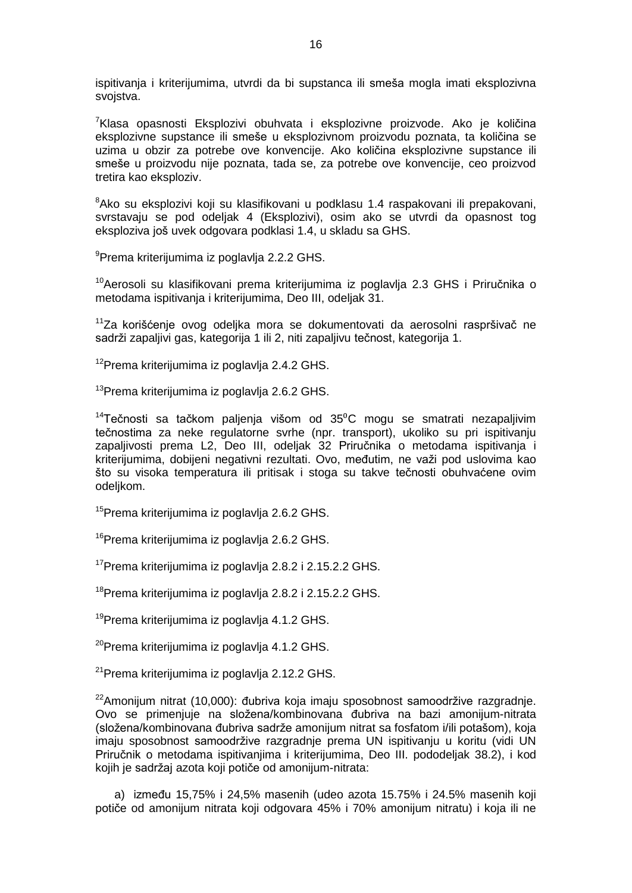ispitivanja i kriterijumima, utvrdi da bi supstanca ili smeša mogla imati eksplozivna svojstva.

[7]Klasa opasnosti Eksplozivi obuhvata i eksplozivne proizvode. Ako je količina eksplozivne supstance ili smeše u eksplozivnom proizvodu poznata, ta količina se uzima u obzir za potrebe ove konvencije. Ako količina eksplozivne supstance ili smeše u proizvodu nije poznata, tada se, za potrebe ove konvencije, ceo proizvod tretira kao eksploziv.

[8]Ako su eksplozivi koji su klasifikovani u podklasu 1.4 raspakovani ili prepakovani, svrstavaju se pod odeljak 4 (Eksplozivi), osim ako se utvrdi da opasnost tog eksploziva još uvek odgovara podklasi 1.4, u skladu sa GHS.

[9]Prema kriterijumima iz poglavlja 2.2.2 GHS.

[10]Aerosoli su klasifikovani prema kriterijumima iz poglavlja 2.3 GHS i Priručnika o metodama ispitivanja i kriterijumima, Deo III, odeljak 31.

[11]Za korišćenje ovog odeljka mora se dokumentovati da aerosolni raspršivač ne sadrži zapaljivi gas, kategorija 1 ili 2, niti zapaljivu tečnost, kategorija 1.

[12]Prema kriterijumima iz poglavlja 2.4.2 GHS.

[13]Prema kriterijumima iz poglavlja 2.6.2 GHS.

[14]Tečnosti sa tačkom paljenja višom od 35$^{0}$C mogu se smatrati nezapaljivim tečnostima za neke regulatorne svrhe (npr. transport), ukoliko su pri ispitivanju zapaljivosti prema L2, Deo III, odeljak 32 Priručnika o metodama ispitivanja i kriterijumima, dobijeni negativni rezultati. Ovo, međutim, ne važi pod uslovima kao što su visoka temperatura ili pritisak i stoga su takve tečnosti obuhvaćene ovim odeljkom.

[15]Prema kriterijumima iz poglavlja 2.6.2 GHS.

[16]Prema kriterijumima iz poglavlja 2.6.2 GHS.

[17]Prema kriterijumima iz poglavlja 2.8.2 i 2.15.2.2 GHS.

[18]Prema kriterijumima iz poglavlja 2.8.2 i 2.15.2.2 GHS.

[19]Prema kriterijumima iz poglavlja 4.1.2 GHS.

[20]Prema kriterijumima iz poglavlja 4.1.2 GHS.

[21]Prema kriterijumima iz poglavlja 2.12.2 GHS.

[22]Amonijum nitrat (10,000): đubriva koja imaju sposobnost samoodržive razgradnje. Ovo se primenjuje na složena/kombinovana đubriva na bazi amonijum-nitrata (složena/kombinovana đubriva sadrže amonijum nitrat sa fosfatom i/ili potašom), koja imaju sposobnost samoodržive razgradnje prema UN ispitivanju u koritu (vidi UN Priručnik o metodama ispitivanjima i kriterijumima, Deo III. pododeljak 38.2), i kod kojih je sadržaj azota koji potiče od amonijum-nitrata:

a) između 15,75% i 24,5% masenih (udeo azota 15.75% i 24.5% masenih koji potiče od amonijum nitrata koji odgovara 45% i 70% amonijum nitratu) i koja ili ne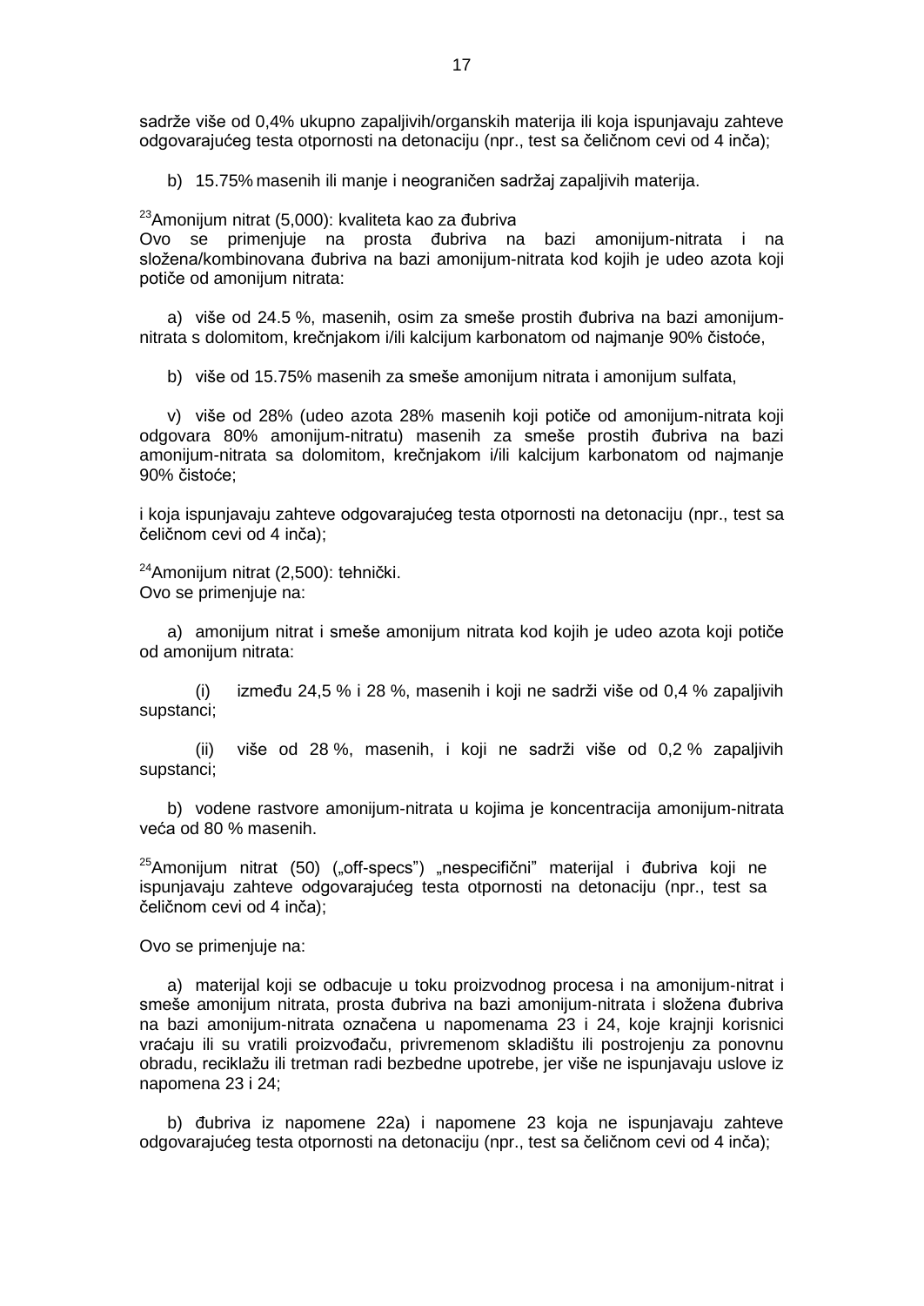sadrže više od 0,4% ukupno zapaljivih/organskih materija ili koja ispunjavaju zahteve odgovarajućeg testa otpornosti na detonaciju (npr., test sa čeličnom cevi od 4 inča);

b) 15.75% masenih ili manje i neograničen sadržaj zapaljivih materija.

[23]Amonijum nitrat (5,000): kvaliteta kao za đubriva
Ovo se primenjuje na prosta đubriva na bazi amonijum-nitrata i na složena/kombinovana đubriva na bazi amonijum-nitrata kod kojih je udeo azota koji potiče od amonijum nitrata:

a) više od 24.5 %, masenih, osim za smeše prostih đubriva na bazi amonijum-nitrata s dolomitom, krečnjakom i/ili kalcijum karbonatom od najmanje 90% čistoće,

b) više od 15.75% masenih za smeše amonijum nitrata i amonijum sulfata,

v) više od 28% (udeo azota 28% masenih koji potiče od amonijum-nitrata koji odgovara 80% amonijum-nitratu) masenih za smeše prostih đubriva na bazi amonijum-nitrata sa dolomitom, krečnjakom i/ili kalcijum karbonatom od najmanje 90% čistoće;

i koja ispunjavaju zahteve odgovarajućeg testa otpornosti na detonaciju (npr., test sa čeličnom cevi od 4 inča);

[24]Amonijum nitrat (2,500): tehnički.
Ovo se primenjuje na:

a) amonijum nitrat i smeše amonijum nitrata kod kojih je udeo azota koji potiče od amonijum nitrata:

(i) između 24,5 % i 28 %, masenih i koji ne sadrži više od 0,4 % zapaljivih supstanci;

(ii) više od 28 %, masenih, i koji ne sadrži više od 0,2 % zapaljivih supstanci;

b) vodene rastvore amonijum-nitrata u kojima je koncentracija amonijum-nitrata veća od 80 % masenih.

[25]Amonijum nitrat (50) („off-specs") „nespecifični" materijal i đubriva koji ne ispunjavaju zahteve odgovarajućeg testa otpornosti na detonaciju (npr., test sa čeličnom cevi od 4 inča);

Ovo se primenjuje na:

a) materijal koji se odbacuje u toku proizvodnog procesa i na amonijum-nitrat i smeše amonijum nitrata, prosta đubriva na bazi amonijum-nitrata i složena đubriva na bazi amonijum-nitrata označena u napomenama 23 i 24, koje krajnji korisnici vraćaju ili su vratili proizvođaču, privremenom skladištu ili postrojenju za ponovnu obradu, reciklažu ili tretman radi bezbedne upotrebe, jer više ne ispunjavaju uslove iz napomena 23 i 24;

b) đubriva iz napomene 22a) i napomene 23 koja ne ispunjavaju zahteve odgovarajućeg testa otpornosti na detonaciju (npr., test sa čeličnom cevi od 4 inča);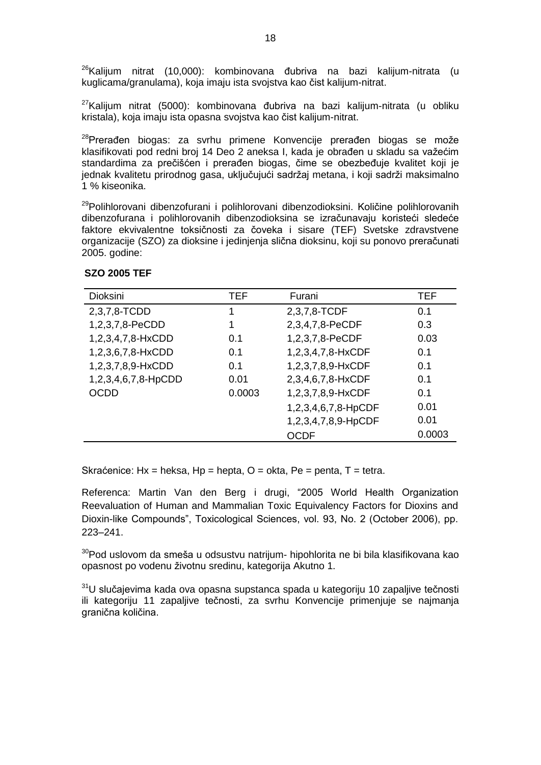[26]Kalijum nitrat (10,000): kombinovana đubriva na bazi kalijum-nitrata (u kuglicama/granulama), koja imaju ista svojstva kao čist kalijum-nitrat.

[27]Kalijum nitrat (5000): kombinovana đubriva na bazi kalijum-nitrata (u obliku kristala), koja imaju ista opasna svojstva kao čist kalijum-nitrat.

[28]Prerađen biogas: za svrhu primene Konvencije prerađen biogas se može klasifikovati pod redni broj 14 Deo 2 aneksa I, kada je obrađen u skladu sa važećim standardima za prečišćen i prerađen biogas, čime se obezbeđuje kvalitet koji je jednak kvalitetu prirodnog gasa, uključujući sadržaj metana, i koji sadrži maksimalno 1 % kiseonika.

[29]Polihlorovani dibenzofurani i polihlorovani dibenzodioksini. Količine polihlorovanih dibenzofurana i polihlorovanih dibenzodioksina se izračunavaju koristeći sledeće faktore ekvivalentne toksičnosti za čoveka i sisare (TEF) Svetske zdravstvene organizacije (SZO) za dioksine i jedinjenja slična dioksinu, koji su ponovo preračunati 2005. godine:

**SZO 2005 TEF**

| Dioksini | TEF | Furani | TEF |
|---|---|---|---|
| 2,3,7,8-TCDD | 1 | 2,3,7,8-TCDF | 0.1 |
| 1,2,3,7,8-PeCDD | 1 | 2,3,4,7,8-PeCDF | 0.3 |
| 1,2,3,4,7,8-HxCDD | 0.1 | 1,2,3,7,8-PeCDF | 0.03 |
| 1,2,3,6,7,8-HxCDD | 0.1 | 1,2,3,4,7,8-HxCDF | 0.1 |
| 1,2,3,7,8,9-HxCDD | 0.1 | 1,2,3,7,8,9-HxCDF | 0.1 |
| 1,2,3,4,6,7,8-HpCDD | 0.01 | 2,3,4,6,7,8-HxCDF | 0.1 |
| OCDD | 0.0003 | 1,2,3,7,8,9-HxCDF | 0.1 |
| | | 1,2,3,4,6,7,8-HpCDF | 0.01 |
| | | 1,2,3,4,7,8,9-HpCDF | 0.01 |
| | | OCDF | 0.0003 |

Skraćenice: Hx = heksa, Hp = hepta, O = okta, Pe = penta, T = tetra.

Referenca: Martin Van den Berg i drugi, "2005 World Health Organization Reevaluation of Human and Mammalian Toxic Equivalency Factors for Dioxins and Dioxin-like Compounds", Toxicological Sciences, vol. 93, No. 2 (October 2006), pp. 223–241.

[30]Pod uslovom da smeša u odsustvu natrijum- hipohlorita ne bi bila klasifikovana kao opasnost po vodenu životnu sredinu, kategorija Akutno 1.

[31]U slučajevima kada ova opasna supstanca spada u kategoriju 10 zapaljive tečnosti ili kategoriju 11 zapaljive tečnosti, za svrhu Konvencije primenjuje se najmanja granična količina.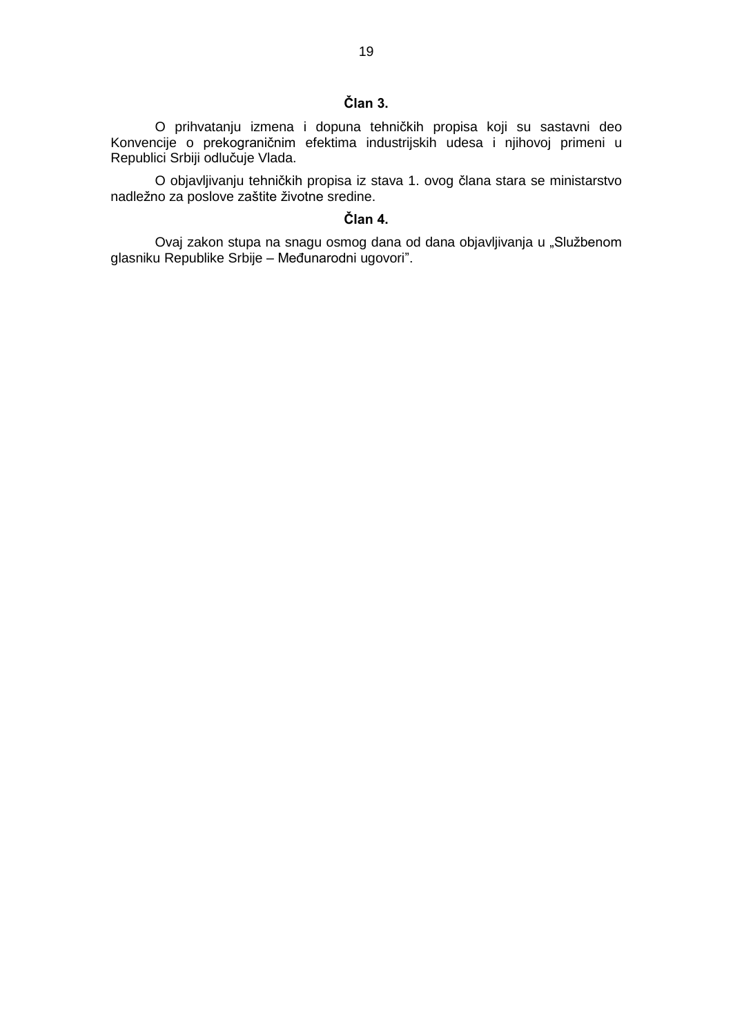### Član 3.

O prihvatanju izmena i dopuna tehničkih propisa koji su sastavni deo Konvencije o prekograničnim efektima industrijskih udesa i njihovoj primeni u Republici Srbiji odlučuje Vlada.

O objavljivanju tehničkih propisa iz stava 1. ovog člana stara se ministarstvo nadležno za poslove zaštite životne sredine.

### Član 4.

Ovaj zakon stupa na snagu osmog dana od dana objavljivanja u „Službenom glasniku Republike Srbije – Međunarodni ugovori”.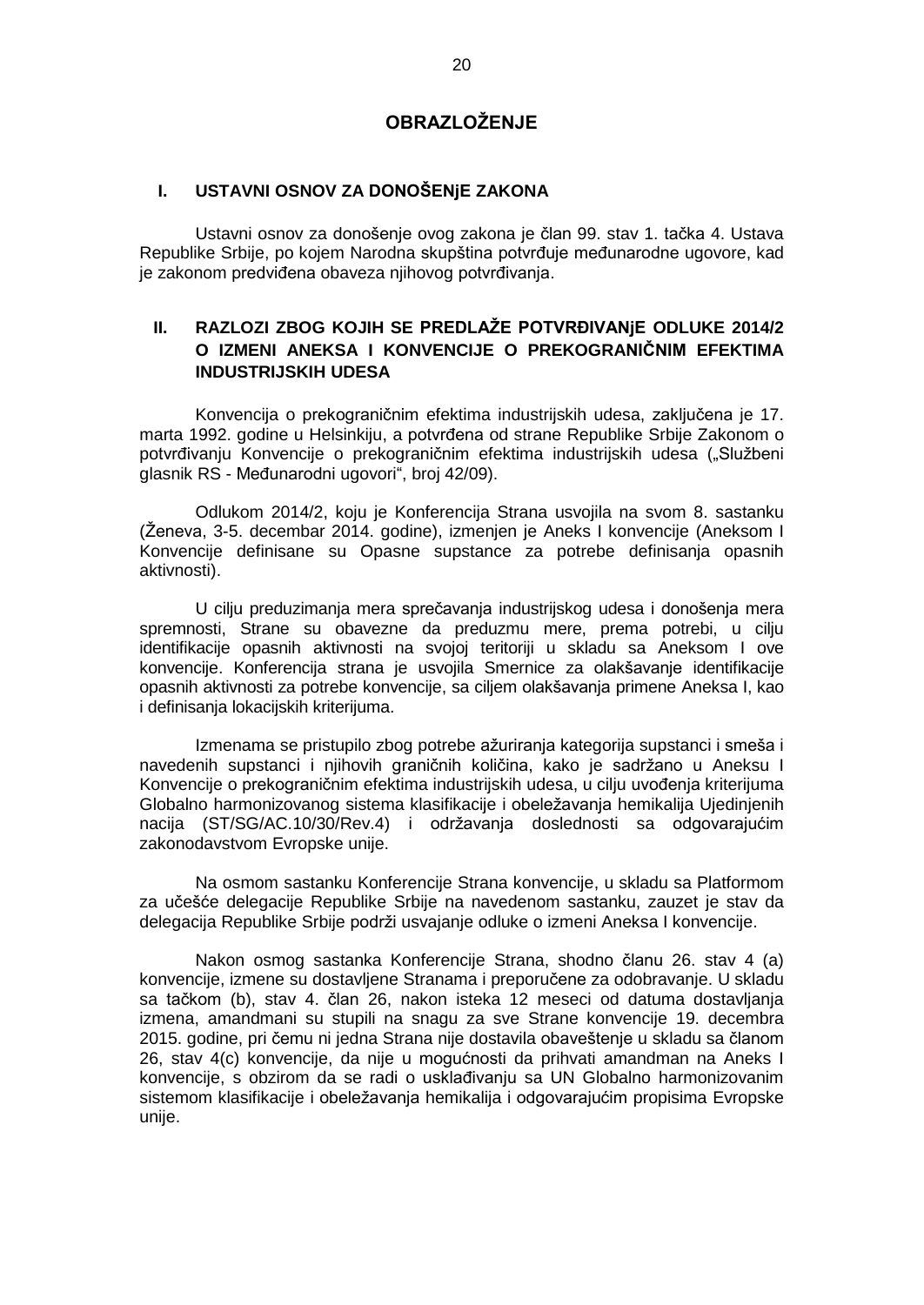# OBRAZLOŽENJE

## I. USTAVNI OSNOV ZA DONOŠENjE ZAKONA

Ustavni osnov za donošenje ovog zakona je član 99. stav 1. tačka 4. Ustava Republike Srbije, po kojem Narodna skupština potvrđuje međunarodne ugovore, kad je zakonom predviđena obaveza njihovog potvrđivanja.

## II. RAZLOZI ZBOG KOJIH SE PREDLAŽE POTVRĐIVANjE ODLUKE 2014/2 O IZMENI ANEKSA I KONVENCIJE O PREKOGRANIČNIM EFEKTIMA INDUSTRIJSKIH UDESA

Konvencija o prekograničnim efektima industrijskih udesa, zaključena je 17. marta 1992. godine u Helsinkiju, a potvrđena od strane Republike Srbije Zakonom o potvrđivanju Konvencije o prekograničnim efektima industrijskih udesa („Službeni glasnik RS - Međunarodni ugovori“, broj 42/09).

Odlukom 2014/2, koju je Konferencija Strana usvojila na svom 8. sastanku (Ženeva, 3-5. decembar 2014. godine), izmenjen je Aneks I konvencije (Aneksom I Konvencije definisane su Opasne supstance za potrebe definisanja opasnih aktivnosti).

U cilju preduzimanja mera sprečavanja industrijskog udesa i donošenja mera spremnosti, Strane su obavezne da preduzmu mere, prema potrebi, u cilju identifikacije opasnih aktivnosti na svojoj teritoriji u skladu sa Aneksom I ove konvencije. Konferencija strana je usvojila Smernice za olakšavanje identifikacije opasnih aktivnosti za potrebe konvencije, sa ciljem olakšavanja primene Aneksa I, kao i definisanja lokacijskih kriterijuma.

Izmenama se pristupilo zbog potrebe ažuriranja kategorija supstanci i smeša i navedenih supstanci i njihovih graničnih količina, kako je sadržano u Aneksu I Konvencije o prekograničnim efektima industrijskih udesa, u cilju uvođenja kriterijuma Globalno harmonizovanog sistema klasifikacije i obeležavanja hemikalija Ujedinjenih nacija (ST/SG/AC.10/30/Rev.4) i održavanja doslednosti sa odgovarajućim zakonodavstvom Evropske unije.

Na osmom sastanku Konferencije Strana konvencije, u skladu sa Platformom za učešće delegacije Republike Srbije na navedenom sastanku, zauzet je stav da delegacija Republike Srbije podrži usvajanje odluke o izmeni Aneksa I konvencije.

Nakon osmog sastanka Konferencije Strana, shodno članu 26. stav 4 (a) konvencije, izmene su dostavljene Stranama i preporučene za odobravanje. U skladu sa tačkom (b), stav 4. član 26, nakon isteka 12 meseci od datuma dostavljanja izmena, amandmani su stupili na snagu za sve Strane konvencije 19. decembra 2015. godine, pri čemu ni jedna Strana nije dostavila obaveštenje u skladu sa članom 26, stav 4(c) konvencije, da nije u mogućnosti da prihvati amandman na Aneks I konvencije, s obzirom da se radi o usklađivanju sa UN Globalno harmonizovanim sistemom klasifikacije i obeležavanja hemikalija i odgovarajućim propisima Evropske unije.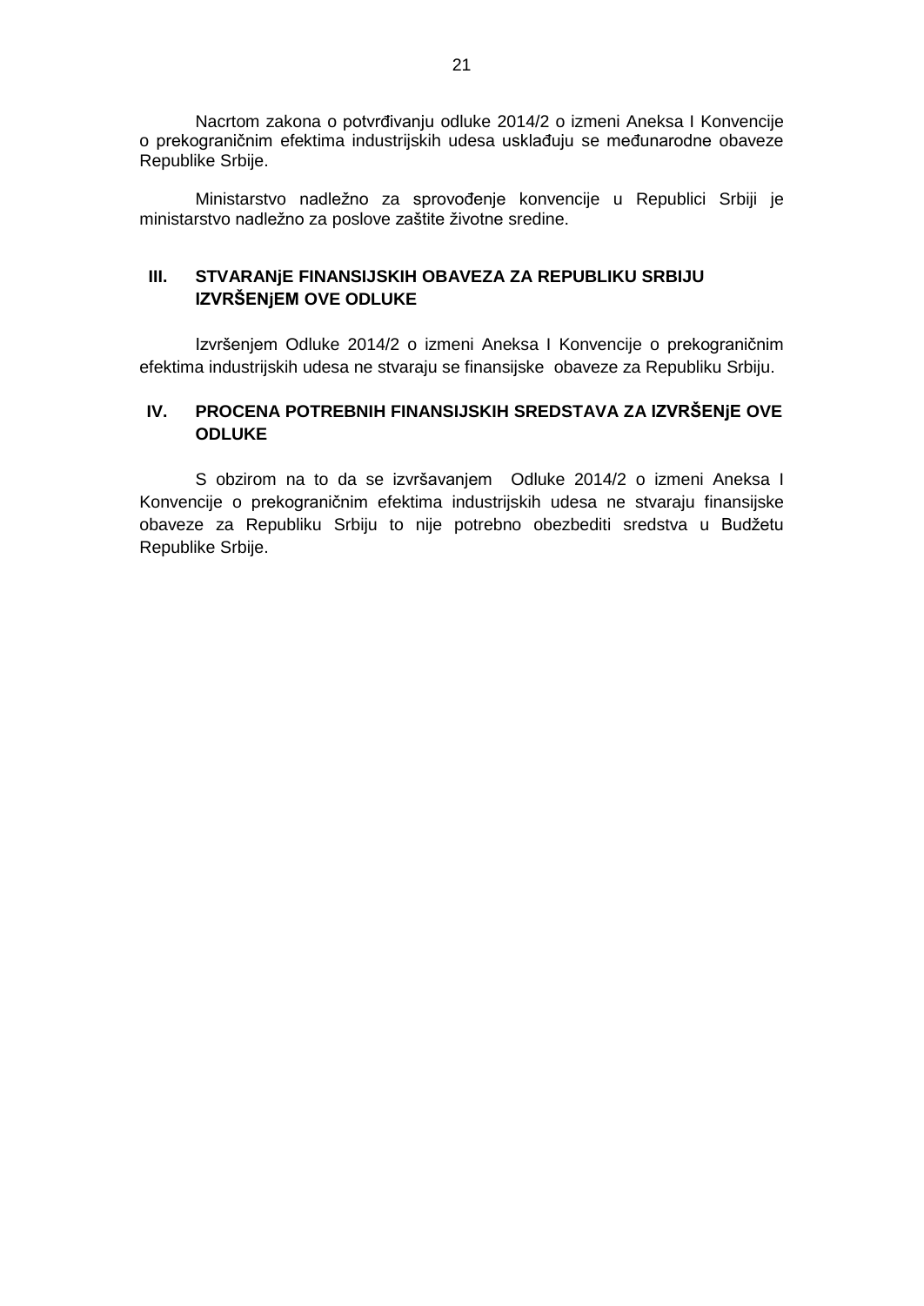Nacrtom zakona o potvrđivanju odluke 2014/2 o izmeni Aneksa I Konvencije o prekograničnim efektima industrijskih udesa usklađuju se međunarodne obaveze Republike Srbije.

Ministarstvo nadležno za sprovođenje konvencije u Republici Srbiji je ministarstvo nadležno za poslove zaštite životne sredine.

## III. STVARANjE FINANSIJSKIH OBAVEZA ZA REPUBLIKU SRBIJU IZVRŠENjEM OVE ODLUKE

Izvršenjem Odluke 2014/2 o izmeni Aneksa I Konvencije o prekograničnim efektima industrijskih udesa ne stvaraju se finansijske obaveze za Republiku Srbiju.

## IV. PROCENA POTREBNIH FINANSIJSKIH SREDSTAVA ZA IZVRŠENjE OVE ODLUKE

S obzirom na to da se izvršavanjem Odluke 2014/2 o izmeni Aneksa I Konvencije o prekograničnim efektima industrijskih udesa ne stvaraju finansijske obaveze za Republiku Srbiju to nije potrebno obezbediti sredstva u Budžetu Republike Srbije.